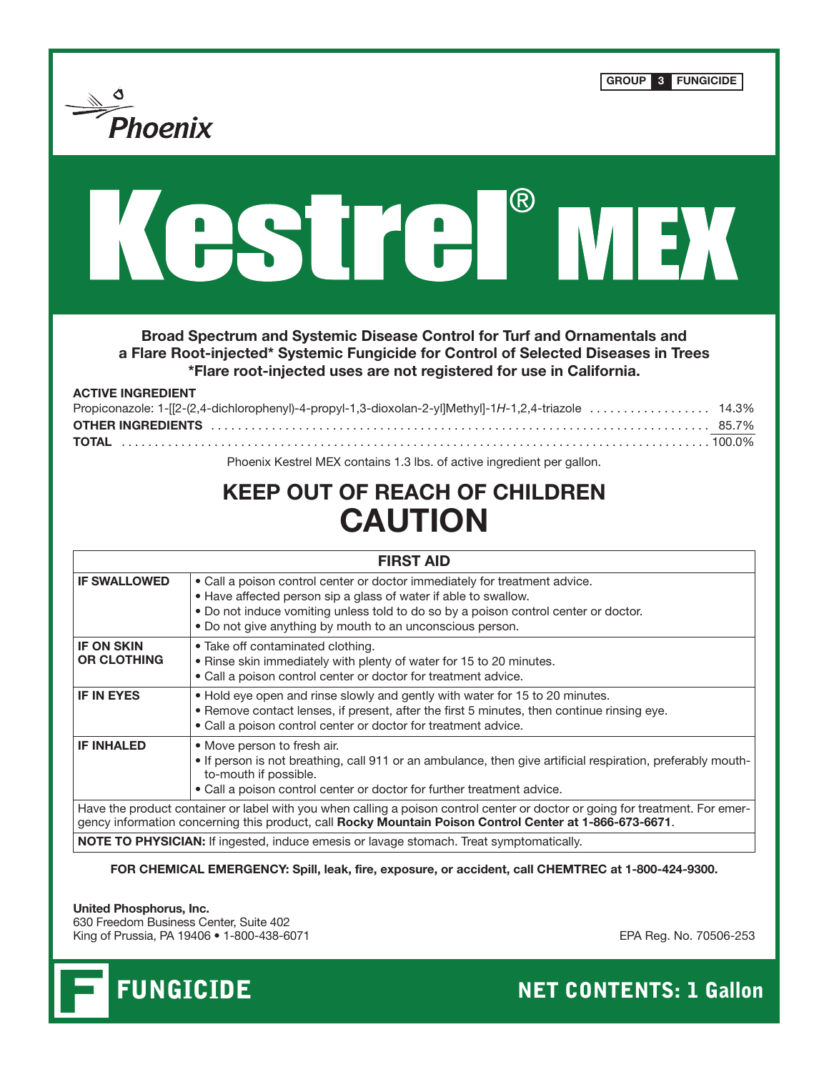GROUP 3 FUNGICIDE

Phoenix

# Kestrel® MEX

**Broad Spectrum and Systemic Disease Control for Turf and Ornamentals and a Flare Root-injected* Systemic Fungicide for Control of Selected Diseases in Trees**
***Flare root-injected uses are not registered for use in California.**

**ACTIVE INGREDIENT**

| | |
|---|---|
| Propiconazole: 1-[[2-(2,4-dichlorophenyl)-4-propyl-1,3-dioxolan-2-yl]Methyl]-1*H*-1,2,4-triazole | 14.3% |
| **OTHER INGREDIENTS** | 85.7% |
| **TOTAL** | 100.0% |

Phoenix Kestrel MEX contains 1.3 lbs. of active ingredient per gallon.

## KEEP OUT OF REACH OF CHILDREN
## CAUTION

| FIRST AID | |
|---|---|
| **IF SWALLOWED** | • Call a poison control center or doctor immediately for treatment advice.<br>• Have affected person sip a glass of water if able to swallow.<br>• Do not induce vomiting unless told to do so by a poison control center or doctor.<br>• Do not give anything by mouth to an unconscious person. |
| **IF ON SKIN OR CLOTHING** | • Take off contaminated clothing.<br>• Rinse skin immediately with plenty of water for 15 to 20 minutes.<br>• Call a poison control center or doctor for treatment advice. |
| **IF IN EYES** | • Hold eye open and rinse slowly and gently with water for 15 to 20 minutes.<br>• Remove contact lenses, if present, after the first 5 minutes, then continue rinsing eye.<br>• Call a poison control center or doctor for treatment advice. |
| **IF INHALED** | • Move person to fresh air.<br>• If person is not breathing, call 911 or an ambulance, then give artificial respiration, preferably mouth-to-mouth if possible.<br>• Call a poison control center or doctor for further treatment advice. |
| Have the product container or label with you when calling a poison control center or doctor or going for treatment. For emergency information concerning this product, call **Rocky Mountain Poison Control Center at 1-866-673-6671**. | |
| **NOTE TO PHYSICIAN:** If ingested, induce emesis or lavage stomach. Treat symptomatically. | |

**FOR CHEMICAL EMERGENCY: Spill, leak, fire, exposure, or accident, call CHEMTREC at 1-800-424-9300.**

**United Phosphorus, Inc.**
630 Freedom Business Center, Suite 402
King of Prussia, PA 19406 • 1-800-438-6071

EPA Reg. No. 70506-253

**FUNGICIDE**

**NET CONTENTS: 1 Gallon**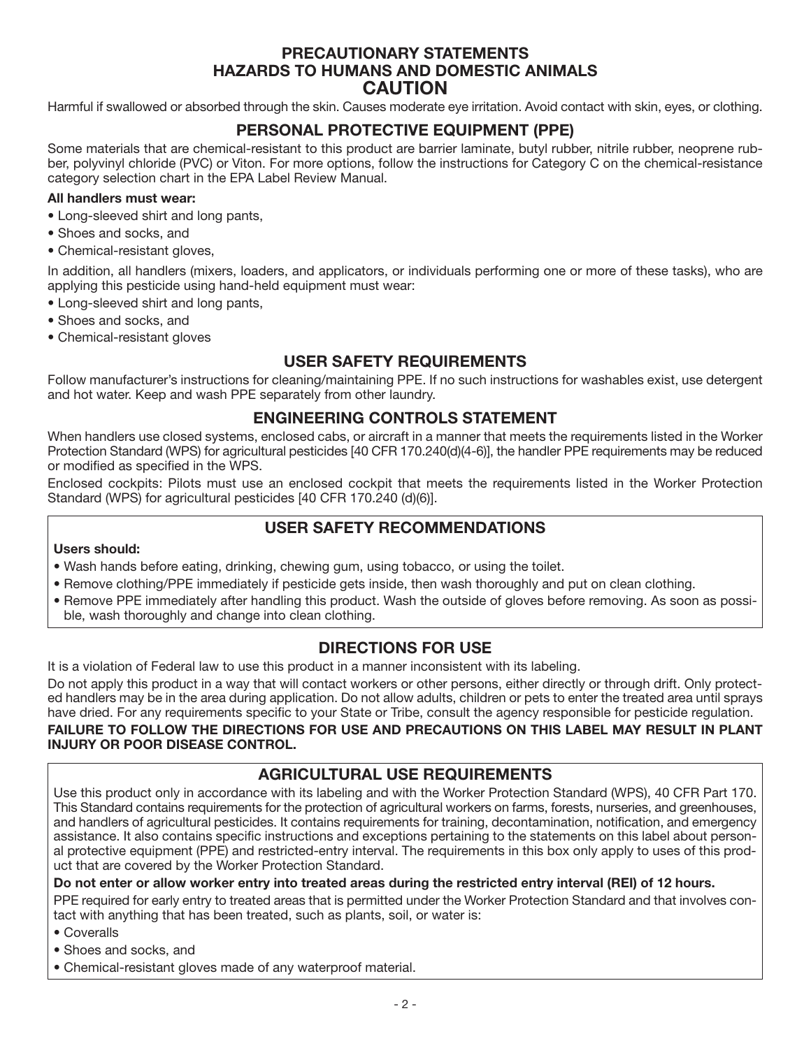# PRECAUTIONARY STATEMENTS
# HAZARDS TO HUMANS AND DOMESTIC ANIMALS
# CAUTION

Harmful if swallowed or absorbed through the skin. Causes moderate eye irritation. Avoid contact with skin, eyes, or clothing.

## PERSONAL PROTECTIVE EQUIPMENT (PPE)

Some materials that are chemical-resistant to this product are barrier laminate, butyl rubber, nitrile rubber, neoprene rubber, polyvinyl chloride (PVC) or Viton. For more options, follow the instructions for Category C on the chemical-resistance category selection chart in the EPA Label Review Manual.

**All handlers must wear:**

- Long-sleeved shirt and long pants,
- Shoes and socks, and
- Chemical-resistant gloves,

In addition, all handlers (mixers, loaders, and applicators, or individuals performing one or more of these tasks), who are applying this pesticide using hand-held equipment must wear:

- Long-sleeved shirt and long pants,
- Shoes and socks, and
- Chemical-resistant gloves

## USER SAFETY REQUIREMENTS

Follow manufacturer's instructions for cleaning/maintaining PPE. If no such instructions for washables exist, use detergent and hot water. Keep and wash PPE separately from other laundry.

## ENGINEERING CONTROLS STATEMENT

When handlers use closed systems, enclosed cabs, or aircraft in a manner that meets the requirements listed in the Worker Protection Standard (WPS) for agricultural pesticides [40 CFR 170.240(d)(4-6)], the handler PPE requirements may be reduced or modified as specified in the WPS.

Enclosed cockpits: Pilots must use an enclosed cockpit that meets the requirements listed in the Worker Protection Standard (WPS) for agricultural pesticides [40 CFR 170.240 (d)(6)].

## USER SAFETY RECOMMENDATIONS

**Users should:**

- Wash hands before eating, drinking, chewing gum, using tobacco, or using the toilet.
- Remove clothing/PPE immediately if pesticide gets inside, then wash thoroughly and put on clean clothing.
- Remove PPE immediately after handling this product. Wash the outside of gloves before removing. As soon as possible, wash thoroughly and change into clean clothing.

## DIRECTIONS FOR USE

It is a violation of Federal law to use this product in a manner inconsistent with its labeling.

Do not apply this product in a way that will contact workers or other persons, either directly or through drift. Only protected handlers may be in the area during application. Do not allow adults, children or pets to enter the treated area until sprays have dried. For any requirements specific to your State or Tribe, consult the agency responsible for pesticide regulation.

**FAILURE TO FOLLOW THE DIRECTIONS FOR USE AND PRECAUTIONS ON THIS LABEL MAY RESULT IN PLANT INJURY OR POOR DISEASE CONTROL.**

## AGRICULTURAL USE REQUIREMENTS

Use this product only in accordance with its labeling and with the Worker Protection Standard (WPS), 40 CFR Part 170. This Standard contains requirements for the protection of agricultural workers on farms, forests, nurseries, and greenhouses, and handlers of agricultural pesticides. It contains requirements for training, decontamination, notification, and emergency assistance. It also contains specific instructions and exceptions pertaining to the statements on this label about personal protective equipment (PPE) and restricted-entry interval. The requirements in this box only apply to uses of this product that are covered by the Worker Protection Standard.

**Do not enter or allow worker entry into treated areas during the restricted entry interval (REI) of 12 hours.**

PPE required for early entry to treated areas that is permitted under the Worker Protection Standard and that involves contact with anything that has been treated, such as plants, soil, or water is:

- Coveralls
- Shoes and socks, and
- Chemical-resistant gloves made of any waterproof material.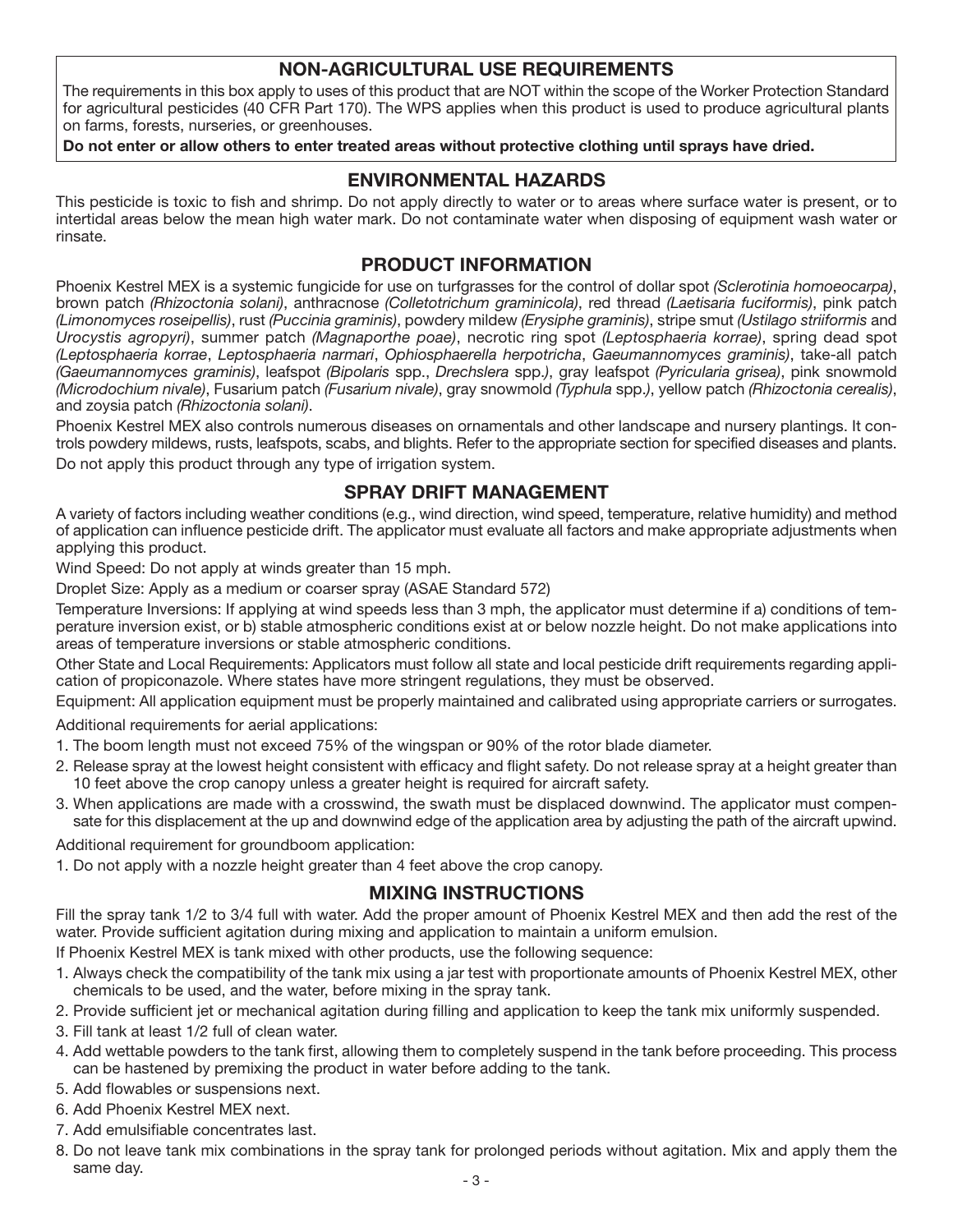## NON-AGRICULTURAL USE REQUIREMENTS

The requirements in this box apply to uses of this product that are NOT within the scope of the Worker Protection Standard for agricultural pesticides (40 CFR Part 170). The WPS applies when this product is used to produce agricultural plants on farms, forests, nurseries, or greenhouses.

**Do not enter or allow others to enter treated areas without protective clothing until sprays have dried.**

## ENVIRONMENTAL HAZARDS

This pesticide is toxic to fish and shrimp. Do not apply directly to water or to areas where surface water is present, or to intertidal areas below the mean high water mark. Do not contaminate water when disposing of equipment wash water or rinsate.

## PRODUCT INFORMATION

Phoenix Kestrel MEX is a systemic fungicide for use on turfgrasses for the control of dollar spot *(Sclerotinia homoeocarpa)*, brown patch *(Rhizoctonia solani)*, anthracnose *(Colletotrichum graminicola)*, red thread *(Laetisaria fuciformis)*, pink patch *(Limonomyces roseipellis)*, rust *(Puccinia graminis)*, powdery mildew *(Erysiphe graminis)*, stripe smut *(Ustilago striiformis* and *Urocystis agropyri)*, summer patch *(Magnaporthe poae)*, necrotic ring spot *(Leptosphaeria korrae)*, spring dead spot *(Leptosphaeria korrae*, *Leptosphaeria narmari*, *Ophiosphaerella herpotricha*, *Gaeumannomyces graminis)*, take-all patch *(Gaeumannomyces graminis)*, leafspot *(Bipolaris* spp., *Drechslera* spp.*)*, gray leafspot *(Pyricularia grisea)*, pink snowmold *(Microdochium nivale)*, Fusarium patch *(Fusarium nivale)*, gray snowmold *(Typhula* spp.*)*, yellow patch *(Rhizoctonia cerealis)*, and zoysia patch *(Rhizoctonia solani)*.

Phoenix Kestrel MEX also controls numerous diseases on ornamentals and other landscape and nursery plantings. It controls powdery mildews, rusts, leafspots, scabs, and blights. Refer to the appropriate section for specified diseases and plants.

Do not apply this product through any type of irrigation system.

## SPRAY DRIFT MANAGEMENT

A variety of factors including weather conditions (e.g., wind direction, wind speed, temperature, relative humidity) and method of application can influence pesticide drift. The applicator must evaluate all factors and make appropriate adjustments when applying this product.

Wind Speed: Do not apply at winds greater than 15 mph.

Droplet Size: Apply as a medium or coarser spray (ASAE Standard 572)

Temperature Inversions: If applying at wind speeds less than 3 mph, the applicator must determine if a) conditions of temperature inversion exist, or b) stable atmospheric conditions exist at or below nozzle height. Do not make applications into areas of temperature inversions or stable atmospheric conditions.

Other State and Local Requirements: Applicators must follow all state and local pesticide drift requirements regarding application of propiconazole. Where states have more stringent regulations, they must be observed.

Equipment: All application equipment must be properly maintained and calibrated using appropriate carriers or surrogates.

Additional requirements for aerial applications:

1. The boom length must not exceed 75% of the wingspan or 90% of the rotor blade diameter.
2. Release spray at the lowest height consistent with efficacy and flight safety. Do not release spray at a height greater than 10 feet above the crop canopy unless a greater height is required for aircraft safety.
3. When applications are made with a crosswind, the swath must be displaced downwind. The applicator must compensate for this displacement at the up and downwind edge of the application area by adjusting the path of the aircraft upwind.

Additional requirement for groundboom application:

1. Do not apply with a nozzle height greater than 4 feet above the crop canopy.

## MIXING INSTRUCTIONS

Fill the spray tank 1/2 to 3/4 full with water. Add the proper amount of Phoenix Kestrel MEX and then add the rest of the water. Provide sufficient agitation during mixing and application to maintain a uniform emulsion.

If Phoenix Kestrel MEX is tank mixed with other products, use the following sequence:

1. Always check the compatibility of the tank mix using a jar test with proportionate amounts of Phoenix Kestrel MEX, other chemicals to be used, and the water, before mixing in the spray tank.
2. Provide sufficient jet or mechanical agitation during filling and application to keep the tank mix uniformly suspended.
3. Fill tank at least 1/2 full of clean water.
4. Add wettable powders to the tank first, allowing them to completely suspend in the tank before proceeding. This process can be hastened by premixing the product in water before adding to the tank.
5. Add flowables or suspensions next.
6. Add Phoenix Kestrel MEX next.
7. Add emulsifiable concentrates last.
8. Do not leave tank mix combinations in the spray tank for prolonged periods without agitation. Mix and apply them the same day.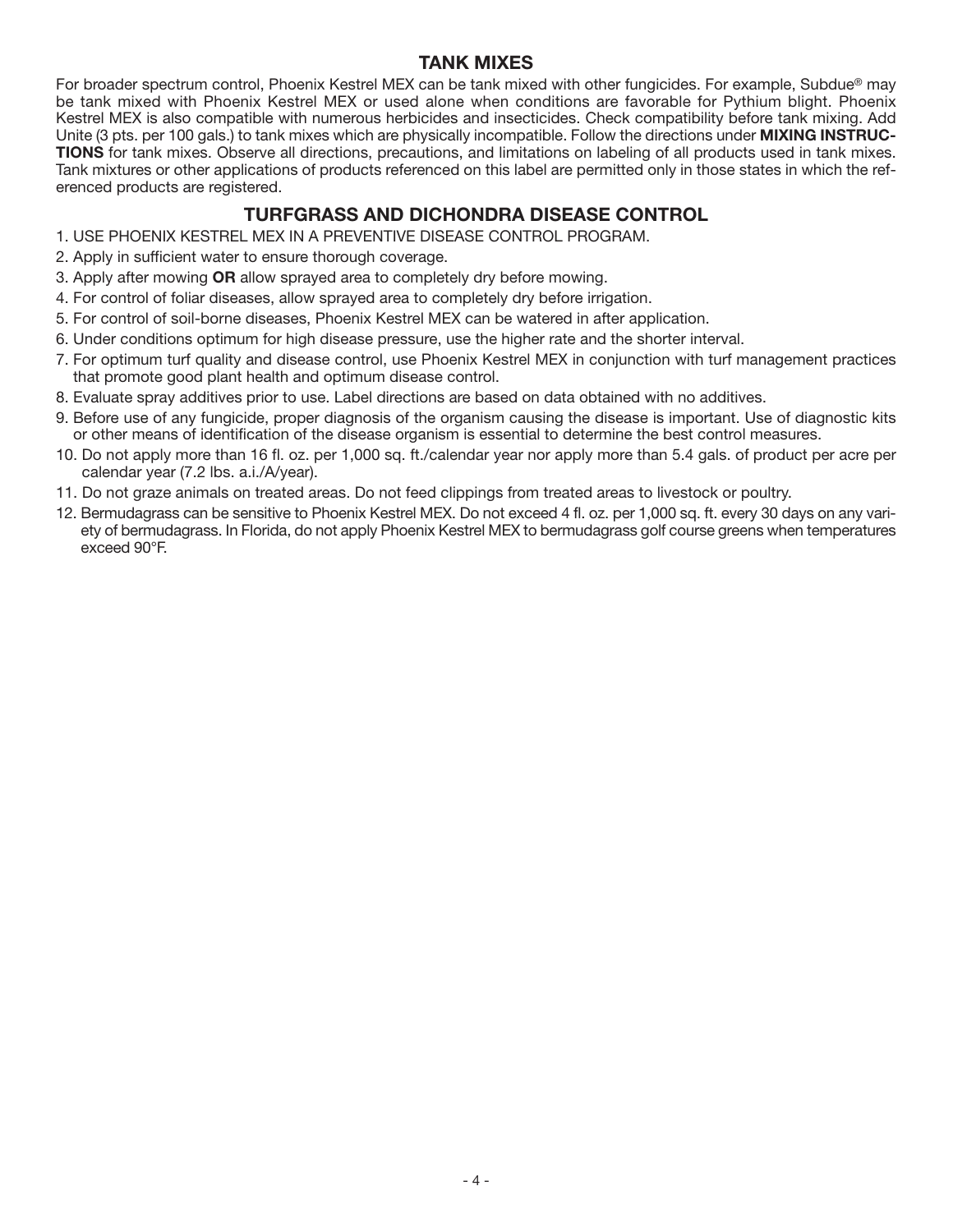## TANK MIXES

For broader spectrum control, Phoenix Kestrel MEX can be tank mixed with other fungicides. For example, Subdue® may be tank mixed with Phoenix Kestrel MEX or used alone when conditions are favorable for Pythium blight. Phoenix Kestrel MEX is also compatible with numerous herbicides and insecticides. Check compatibility before tank mixing. Add Unite (3 pts. per 100 gals.) to tank mixes which are physically incompatible. Follow the directions under **MIXING INSTRUCTIONS** for tank mixes. Observe all directions, precautions, and limitations on labeling of all products used in tank mixes. Tank mixtures or other applications of products referenced on this label are permitted only in those states in which the referenced products are registered.

## TURFGRASS AND DICHONDRA DISEASE CONTROL

1. USE PHOENIX KESTREL MEX IN A PREVENTIVE DISEASE CONTROL PROGRAM.
2. Apply in sufficient water to ensure thorough coverage.
3. Apply after mowing **OR** allow sprayed area to completely dry before mowing.
4. For control of foliar diseases, allow sprayed area to completely dry before irrigation.
5. For control of soil-borne diseases, Phoenix Kestrel MEX can be watered in after application.
6. Under conditions optimum for high disease pressure, use the higher rate and the shorter interval.
7. For optimum turf quality and disease control, use Phoenix Kestrel MEX in conjunction with turf management practices that promote good plant health and optimum disease control.
8. Evaluate spray additives prior to use. Label directions are based on data obtained with no additives.
9. Before use of any fungicide, proper diagnosis of the organism causing the disease is important. Use of diagnostic kits or other means of identification of the disease organism is essential to determine the best control measures.
10. Do not apply more than 16 fl. oz. per 1,000 sq. ft./calendar year nor apply more than 5.4 gals. of product per acre per calendar year (7.2 lbs. a.i./A/year).
11. Do not graze animals on treated areas. Do not feed clippings from treated areas to livestock or poultry.
12. Bermudagrass can be sensitive to Phoenix Kestrel MEX. Do not exceed 4 fl. oz. per 1,000 sq. ft. every 30 days on any variety of bermudagrass. In Florida, do not apply Phoenix Kestrel MEX to bermudagrass golf course greens when temperatures exceed 90°F.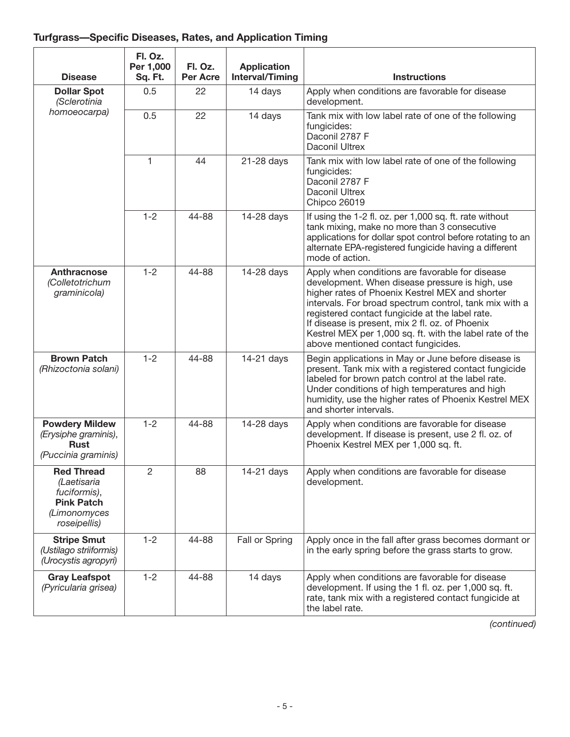### Turfgrass—Specific Diseases, Rates, and Application Timing

| Disease | Fl. Oz. Per 1,000 Sq. Ft. | Fl. Oz. Per Acre | Application Interval/Timing | Instructions |
|---|---|---|---|---|
| **Dollar Spot** *(Sclerotinia homoeocarpa)* | 0.5 | 22 | 14 days | Apply when conditions are favorable for disease development. |
| | 0.5 | 22 | 14 days | Tank mix with low label rate of one of the following fungicides: Daconil 2787 F, Daconil Ultrex |
| | 1 | 44 | 21-28 days | Tank mix with low label rate of one of the following fungicides: Daconil 2787 F, Daconil Ultrex, Chipco 26019 |
| | 1-2 | 44-88 | 14-28 days | If using the 1-2 fl. oz. per 1,000 sq. ft. rate without tank mixing, make no more than 3 consecutive applications for dollar spot control before rotating to an alternate EPA-registered fungicide having a different mode of action. |
| **Anthracnose** *(Colletotrichum graminicola)* | 1-2 | 44-88 | 14-28 days | Apply when conditions are favorable for disease development. When disease pressure is high, use higher rates of Phoenix Kestrel MEX and shorter intervals. For broad spectrum control, tank mix with a registered contact fungicide at the label rate. If disease is present, mix 2 fl. oz. of Phoenix Kestrel MEX per 1,000 sq. ft. with the label rate of the above mentioned contact fungicides. |
| **Brown Patch** *(Rhizoctonia solani)* | 1-2 | 44-88 | 14-21 days | Begin applications in May or June before disease is present. Tank mix with a registered contact fungicide labeled for brown patch control at the label rate. Under conditions of high temperatures and high humidity, use the higher rates of Phoenix Kestrel MEX and shorter intervals. |
| **Powdery Mildew** *(Erysiphe graminis)*, **Rust** *(Puccinia graminis)* | 1-2 | 44-88 | 14-28 days | Apply when conditions are favorable for disease development. If disease is present, use 2 fl. oz. of Phoenix Kestrel MEX per 1,000 sq. ft. |
| **Red Thread** *(Laetisaria fuciformis)*, **Pink Patch** *(Limonomyces roseipellis)* | 2 | 88 | 14-21 days | Apply when conditions are favorable for disease development. |
| **Stripe Smut** *(Ustilago striiformis)* *(Urocystis agropyri)* | 1-2 | 44-88 | Fall or Spring | Apply once in the fall after grass becomes dormant or in the early spring before the grass starts to grow. |
| **Gray Leafspot** *(Pyricularia grisea)* | 1-2 | 44-88 | 14 days | Apply when conditions are favorable for disease development. If using the 1 fl. oz. per 1,000 sq. ft. rate, tank mix with a registered contact fungicide at the label rate. |

*(continued)*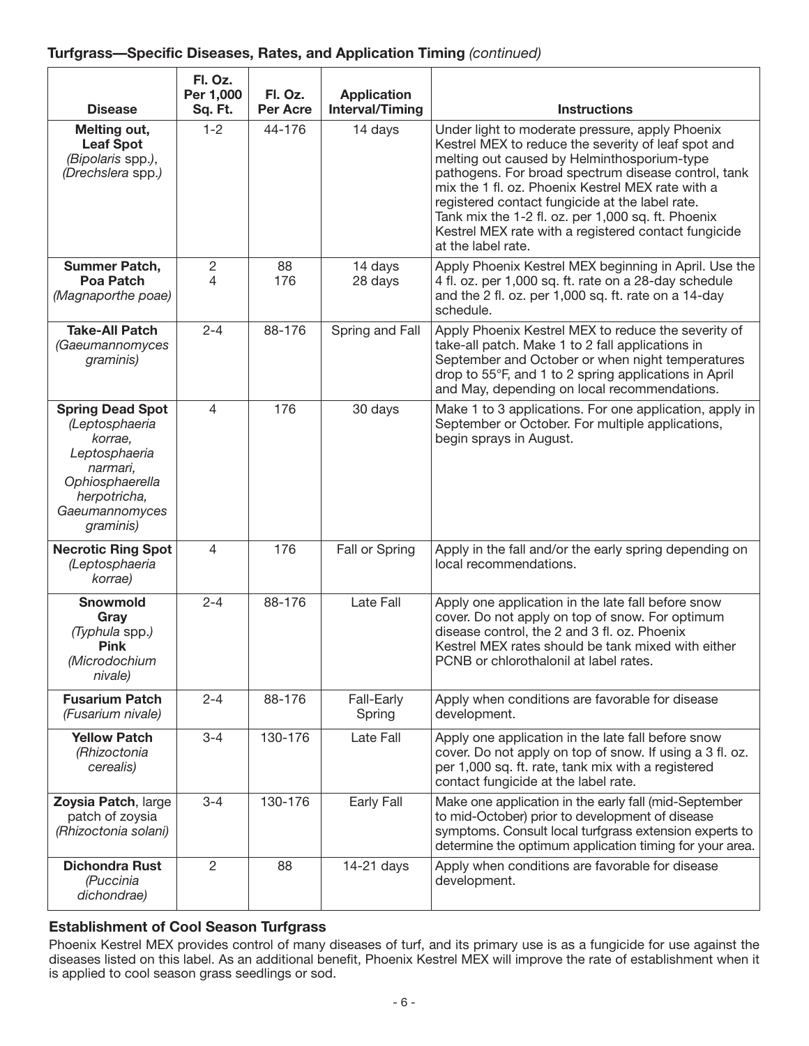### Turfgrass—Specific Diseases, Rates, and Application Timing *(continued)*

| Disease | Fl. Oz. Per 1,000 Sq. Ft. | Fl. Oz. Per Acre | Application Interval/Timing | Instructions |
|---|---|---|---|---|
| **Melting out, Leaf Spot** *(Bipolaris* spp.*)*, *(Drechslera* spp.*)* | 1-2 | 44-176 | 14 days | Under light to moderate pressure, apply Phoenix Kestrel MEX to reduce the severity of leaf spot and melting out caused by Helminthosporium-type pathogens. For broad spectrum disease control, tank mix the 1 fl. oz. Phoenix Kestrel MEX rate with a registered contact fungicide at the label rate. Tank mix the 1-2 fl. oz. per 1,000 sq. ft. Phoenix Kestrel MEX rate with a registered contact fungicide at the label rate. |
| **Summer Patch, Poa Patch** *(Magnaporthe poae)* | 2<br>4 | 88<br>176 | 14 days<br>28 days | Apply Phoenix Kestrel MEX beginning in April. Use the 4 fl. oz. per 1,000 sq. ft. rate on a 28-day schedule and the 2 fl. oz. per 1,000 sq. ft. rate on a 14-day schedule. |
| **Take-All Patch** *(Gaeumannomyces graminis)* | 2-4 | 88-176 | Spring and Fall | Apply Phoenix Kestrel MEX to reduce the severity of take-all patch. Make 1 to 2 fall applications in September and October or when night temperatures drop to 55°F, and 1 to 2 spring applications in April and May, depending on local recommendations. |
| **Spring Dead Spot** *(Leptosphaeria korrae, Leptosphaeria narmari, Ophiosphaerella herpotricha, Gaeumannomyces graminis)* | 4 | 176 | 30 days | Make 1 to 3 applications. For one application, apply in September or October. For multiple applications, begin sprays in August. |
| **Necrotic Ring Spot** *(Leptosphaeria korrae)* | 4 | 176 | Fall or Spring | Apply in the fall and/or the early spring depending on local recommendations. |
| **Snowmold Gray** *(Typhula* spp.*)* **Pink** *(Microdochium nivale)* | 2-4 | 88-176 | Late Fall | Apply one application in the late fall before snow cover. Do not apply on top of snow. For optimum disease control, the 2 and 3 fl. oz. Phoenix Kestrel MEX rates should be tank mixed with either PCNB or chlorothalonil at label rates. |
| **Fusarium Patch** *(Fusarium nivale)* | 2-4 | 88-176 | Fall-Early Spring | Apply when conditions are favorable for disease development. |
| **Yellow Patch** *(Rhizoctonia cerealis)* | 3-4 | 130-176 | Late Fall | Apply one application in the late fall before snow cover. Do not apply on top of snow. If using a 3 fl. oz. per 1,000 sq. ft. rate, tank mix with a registered contact fungicide at the label rate. |
| **Zoysia Patch**, large patch of zoysia *(Rhizoctonia solani)* | 3-4 | 130-176 | Early Fall | Make one application in the early fall (mid-September to mid-October) prior to development of disease symptoms. Consult local turfgrass extension experts to determine the optimum application timing for your area. |
| **Dichondra Rust** *(Puccinia dichondrae)* | 2 | 88 | 14-21 days | Apply when conditions are favorable for disease development. |

### Establishment of Cool Season Turfgrass

Phoenix Kestrel MEX provides control of many diseases of turf, and its primary use is as a fungicide for use against the diseases listed on this label. As an additional benefit, Phoenix Kestrel MEX will improve the rate of establishment when it is applied to cool season grass seedlings or sod.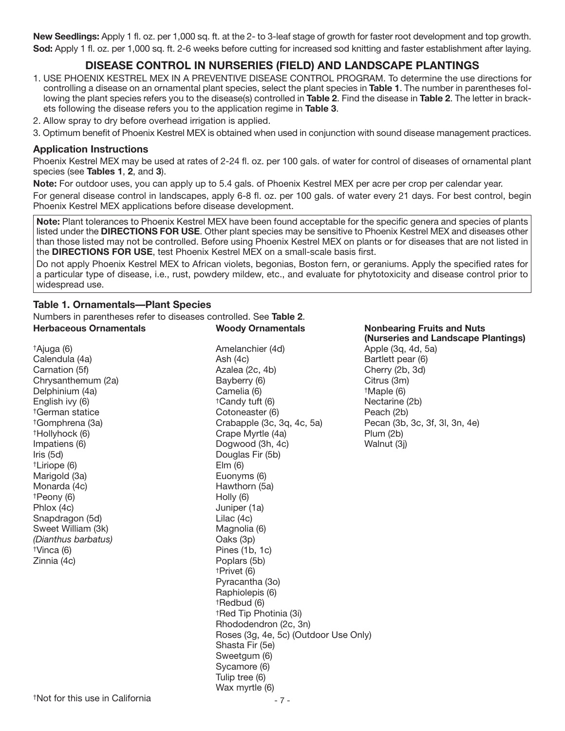**New Seedlings:** Apply 1 fl. oz. per 1,000 sq. ft. at the 2- to 3-leaf stage of growth for faster root development and top growth.

**Sod:** Apply 1 fl. oz. per 1,000 sq. ft. 2-6 weeks before cutting for increased sod knitting and faster establishment after laying.

## DISEASE CONTROL IN NURSERIES (FIELD) AND LANDSCAPE PLANTINGS

1. USE PHOENIX KESTREL MEX IN A PREVENTIVE DISEASE CONTROL PROGRAM. To determine the use directions for controlling a disease on an ornamental plant species, select the plant species in **Table 1**. The number in parentheses following the plant species refers you to the disease(s) controlled in **Table 2**. Find the disease in **Table 2**. The letter in brackets following the disease refers you to the application regime in **Table 3**.
2. Allow spray to dry before overhead irrigation is applied.
3. Optimum benefit of Phoenix Kestrel MEX is obtained when used in conjunction with sound disease management practices.

### Application Instructions

Phoenix Kestrel MEX may be used at rates of 2-24 fl. oz. per 100 gals. of water for control of diseases of ornamental plant species (see **Tables 1**, **2**, and **3**).

**Note:** For outdoor uses, you can apply up to 5.4 gals. of Phoenix Kestrel MEX per acre per crop per calendar year.

For general disease control in landscapes, apply 6-8 fl. oz. per 100 gals. of water every 21 days. For best control, begin Phoenix Kestrel MEX applications before disease development.

**Note:** Plant tolerances to Phoenix Kestrel MEX have been found acceptable for the specific genera and species of plants listed under the **DIRECTIONS FOR USE**. Other plant species may be sensitive to Phoenix Kestrel MEX and diseases other than those listed may not be controlled. Before using Phoenix Kestrel MEX on plants or for diseases that are not listed in the **DIRECTIONS FOR USE**, test Phoenix Kestrel MEX on a small-scale basis first.

Do not apply Phoenix Kestrel MEX to African violets, begonias, Boston fern, or geraniums. Apply the specified rates for a particular type of disease, i.e., rust, powdery mildew, etc., and evaluate for phytotoxicity and disease control prior to widespread use.

### Table 1. Ornamentals—Plant Species

Numbers in parentheses refer to diseases controlled. See **Table 2**.

| Herbaceous Ornamentals | Woody Ornamentals | Nonbearing Fruits and Nuts (Nurseries and Landscape Plantings) |
|---|---|---|
| †Ajuga (6) | Amelanchier (4d) | Apple (3q, 4d, 5a) |
| Calendula (4a) | Ash (4c) | Bartlett pear (6) |
| Carnation (5f) | Azalea (2c, 4b) | Cherry (2b, 3d) |
| Chrysanthemum (2a) | Bayberry (6) | Citrus (3m) |
| Delphinium (4a) | Camelia (6) | †Maple (6) |
| English ivy (6) | †Candy tuft (6) | Nectarine (2b) |
| †German statice | Cotoneaster (6) | Peach (2b) |
| †Gomphrena (3a) | Crabapple (3c, 3q, 4c, 5a) | Pecan (3b, 3c, 3f, 3l, 3n, 4e) |
| †Hollyhock (6) | Crape Myrtle (4a) | Plum (2b) |
| Impatiens (6) | Dogwood (3h, 4c) | Walnut (3j) |
| Iris (5d) | Douglas Fir (5b) | |
| †Liriope (6) | Elm (6) | |
| Marigold (3a) | Euonyms (6) | |
| Monarda (4c) | Hawthorn (5a) | |
| †Peony (6) | Holly (6) | |
| Phlox (4c) | Juniper (1a) | |
| Snapdragon (5d) | Lilac (4c) | |
| Sweet William (3k) *(Dianthus barbatus)* | Magnolia (6) | |
| †Vinca (6) | Oaks (3p) | |
| Zinnia (4c) | Pines (1b, 1c) | |
| | Poplars (5b) | |
| | †Privet (6) | |
| | Pyracantha (3o) | |
| | Raphiolepis (6) | |
| | †Redbud (6) | |
| | †Red Tip Photinia (3i) | |
| | Rhododendron (2c, 3n) | |
| | Roses (3g, 4e, 5c) (Outdoor Use Only) | |
| | Shasta Fir (5e) | |
| | Sweetgum (6) | |
| | Sycamore (6) | |
| | Tulip tree (6) | |
| | Wax myrtle (6) | |

†Not for this use in California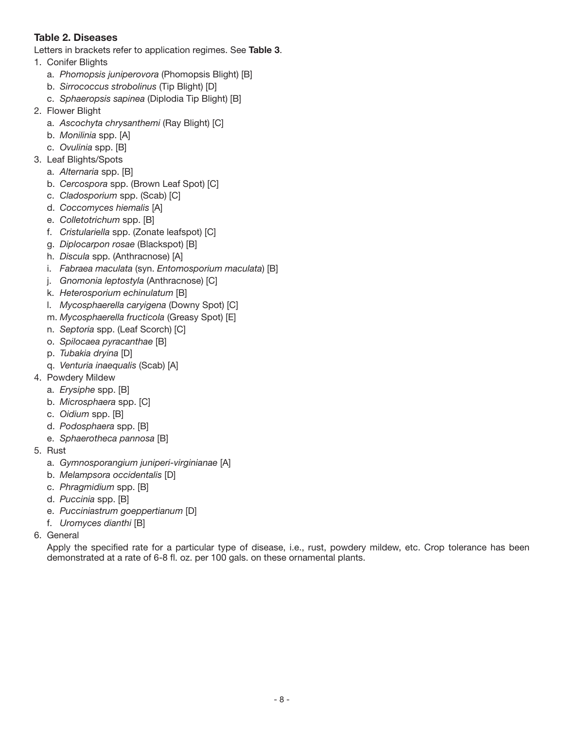### Table 2. Diseases

Letters in brackets refer to application regimes. See **Table 3**.

1. Conifer Blights
   a. *Phomopsis juniperovora* (Phomopsis Blight) [B]
   b. *Sirrococcus strobolinus* (Tip Blight) [D]
   c. *Sphaeropsis sapinea* (Diplodia Tip Blight) [B]
2. Flower Blight
   a. *Ascochyta chrysanthemi* (Ray Blight) [C]
   b. *Monilinia* spp. [A]
   c. *Ovulinia* spp. [B]
3. Leaf Blights/Spots
   a. *Alternaria* spp. [B]
   b. *Cercospora* spp. (Brown Leaf Spot) [C]
   c. *Cladosporium* spp. (Scab) [C]
   d. *Coccomyces hiemalis* [A]
   e. *Colletotrichum* spp. [B]
   f. *Cristulariella* spp. (Zonate leafspot) [C]
   g. *Diplocarpon rosae* (Blackspot) [B]
   h. *Discula* spp. (Anthracnose) [A]
   i. *Fabraea maculata* (syn. *Entomosporium maculata*) [B]
   j. *Gnomonia leptostyla* (Anthracnose) [C]
   k. *Heterosporium echinulatum* [B]
   l. *Mycosphaerella caryigena* (Downy Spot) [C]
   m. *Mycosphaerella fructicola* (Greasy Spot) [E]
   n. *Septoria* spp. (Leaf Scorch) [C]
   o. *Spilocaea pyracanthae* [B]
   p. *Tubakia dryina* [D]
   q. *Venturia inaequalis* (Scab) [A]
4. Powdery Mildew
   a. *Erysiphe* spp. [B]
   b. *Microsphaera* spp. [C]
   c. *Oidium* spp. [B]
   d. *Podosphaera* spp. [B]
   e. *Sphaerotheca pannosa* [B]
5. Rust
   a. *Gymnosporangium juniperi-virginianae* [A]
   b. *Melampsora occidentalis* [D]
   c. *Phragmidium* spp. [B]
   d. *Puccinia* spp. [B]
   e. *Pucciniastrum goeppertianum* [D]
   f. *Uromyces dianthi* [B]
6. General

   Apply the specified rate for a particular type of disease, i.e., rust, powdery mildew, etc. Crop tolerance has been demonstrated at a rate of 6-8 fl. oz. per 100 gals. on these ornamental plants.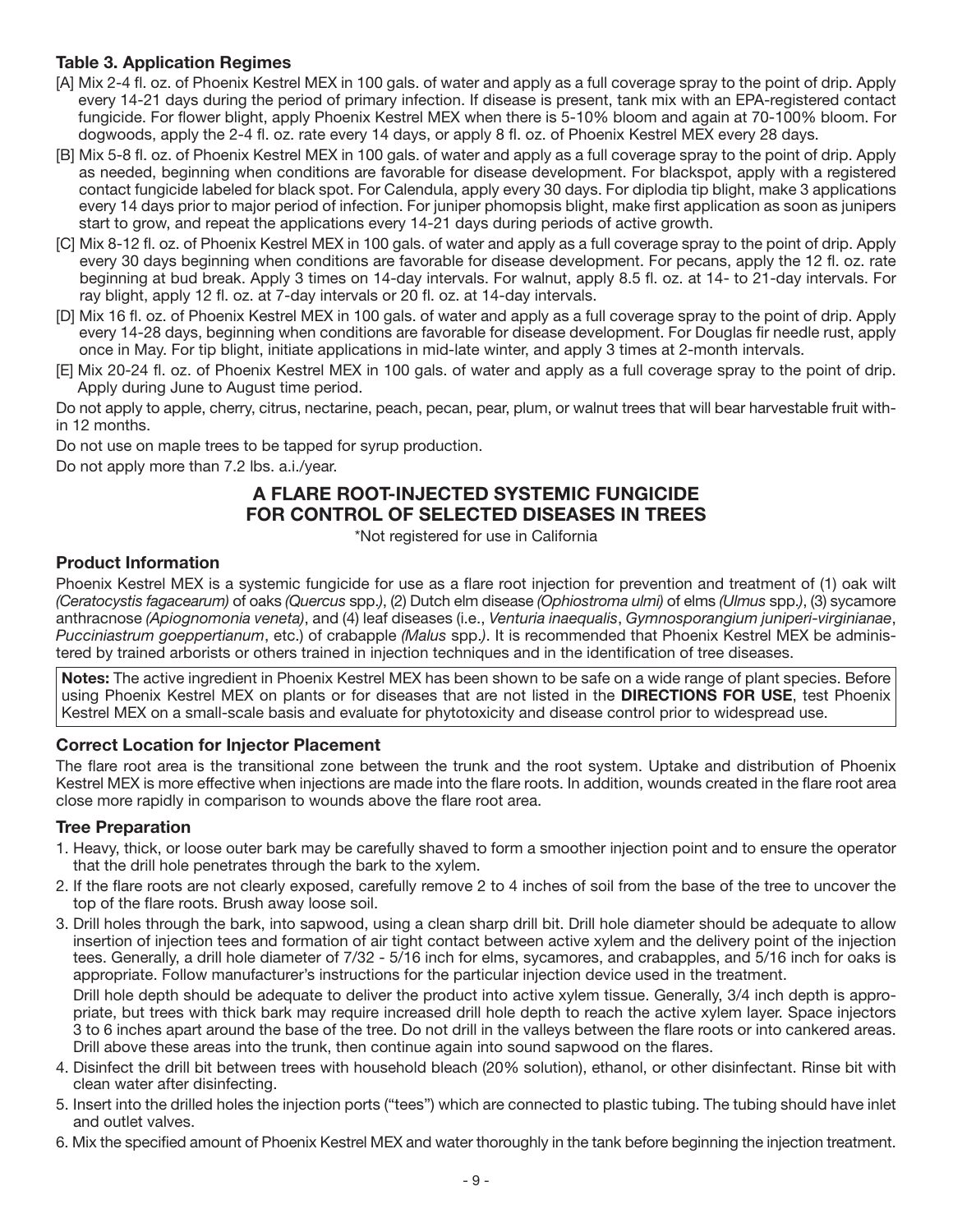### Table 3. Application Regimes

[A] Mix 2-4 fl. oz. of Phoenix Kestrel MEX in 100 gals. of water and apply as a full coverage spray to the point of drip. Apply every 14-21 days during the period of primary infection. If disease is present, tank mix with an EPA-registered contact fungicide. For flower blight, apply Phoenix Kestrel MEX when there is 5-10% bloom and again at 70-100% bloom. For dogwoods, apply the 2-4 fl. oz. rate every 14 days, or apply 8 fl. oz. of Phoenix Kestrel MEX every 28 days.

[B] Mix 5-8 fl. oz. of Phoenix Kestrel MEX in 100 gals. of water and apply as a full coverage spray to the point of drip. Apply as needed, beginning when conditions are favorable for disease development. For blackspot, apply with a registered contact fungicide labeled for black spot. For Calendula, apply every 30 days. For diplodia tip blight, make 3 applications every 14 days prior to major period of infection. For juniper phomopsis blight, make first application as soon as junipers start to grow, and repeat the applications every 14-21 days during periods of active growth.

[C] Mix 8-12 fl. oz. of Phoenix Kestrel MEX in 100 gals. of water and apply as a full coverage spray to the point of drip. Apply every 30 days beginning when conditions are favorable for disease development. For pecans, apply the 12 fl. oz. rate beginning at bud break. Apply 3 times on 14-day intervals. For walnut, apply 8.5 fl. oz. at 14- to 21-day intervals. For ray blight, apply 12 fl. oz. at 7-day intervals or 20 fl. oz. at 14-day intervals.

[D] Mix 16 fl. oz. of Phoenix Kestrel MEX in 100 gals. of water and apply as a full coverage spray to the point of drip. Apply every 14-28 days, beginning when conditions are favorable for disease development. For Douglas fir needle rust, apply once in May. For tip blight, initiate applications in mid-late winter, and apply 3 times at 2-month intervals.

[E] Mix 20-24 fl. oz. of Phoenix Kestrel MEX in 100 gals. of water and apply as a full coverage spray to the point of drip. Apply during June to August time period.

Do not apply to apple, cherry, citrus, nectarine, peach, pecan, pear, plum, or walnut trees that will bear harvestable fruit within 12 months.

Do not use on maple trees to be tapped for syrup production.

Do not apply more than 7.2 lbs. a.i./year.

## A FLARE ROOT-INJECTED SYSTEMIC FUNGICIDE FOR CONTROL OF SELECTED DISEASES IN TREES

*Not registered for use in California

### Product Information

Phoenix Kestrel MEX is a systemic fungicide for use as a flare root injection for prevention and treatment of (1) oak wilt *(Ceratocystis fagacearum)* of oaks *(Quercus* spp.*)*, (2) Dutch elm disease *(Ophiostroma ulmi)* of elms *(Ulmus* spp.*)*, (3) sycamore anthracnose *(Apiognomonia veneta)*, and (4) leaf diseases (i.e., *Venturia inaequalis*, *Gymnosporangium juniperi-virginianae*, *Pucciniastrum goeppertianum*, etc.) of crabapple *(Malus* spp.*)*. It is recommended that Phoenix Kestrel MEX be administered by trained arborists or others trained in injection techniques and in the identification of tree diseases.

**Notes:** The active ingredient in Phoenix Kestrel MEX has been shown to be safe on a wide range of plant species. Before using Phoenix Kestrel MEX on plants or for diseases that are not listed in the **DIRECTIONS FOR USE**, test Phoenix Kestrel MEX on a small-scale basis and evaluate for phytotoxicity and disease control prior to widespread use.

### Correct Location for Injector Placement

The flare root area is the transitional zone between the trunk and the root system. Uptake and distribution of Phoenix Kestrel MEX is more effective when injections are made into the flare roots. In addition, wounds created in the flare root area close more rapidly in comparison to wounds above the flare root area.

### Tree Preparation

1. Heavy, thick, or loose outer bark may be carefully shaved to form a smoother injection point and to ensure the operator that the drill hole penetrates through the bark to the xylem.
2. If the flare roots are not clearly exposed, carefully remove 2 to 4 inches of soil from the base of the tree to uncover the top of the flare roots. Brush away loose soil.
3. Drill holes through the bark, into sapwood, using a clean sharp drill bit. Drill hole diameter should be adequate to allow insertion of injection tees and formation of air tight contact between active xylem and the delivery point of the injection tees. Generally, a drill hole diameter of 7/32 - 5/16 inch for elms, sycamores, and crabapples, and 5/16 inch for oaks is appropriate. Follow manufacturer's instructions for the particular injection device used in the treatment.

   Drill hole depth should be adequate to deliver the product into active xylem tissue. Generally, 3/4 inch depth is appropriate, but trees with thick bark may require increased drill hole depth to reach the active xylem layer. Space injectors 3 to 6 inches apart around the base of the tree. Do not drill in the valleys between the flare roots or into cankered areas. Drill above these areas into the trunk, then continue again into sound sapwood on the flares.
4. Disinfect the drill bit between trees with household bleach (20% solution), ethanol, or other disinfectant. Rinse bit with clean water after disinfecting.
5. Insert into the drilled holes the injection ports ("tees") which are connected to plastic tubing. The tubing should have inlet and outlet valves.
6. Mix the specified amount of Phoenix Kestrel MEX and water thoroughly in the tank before beginning the injection treatment.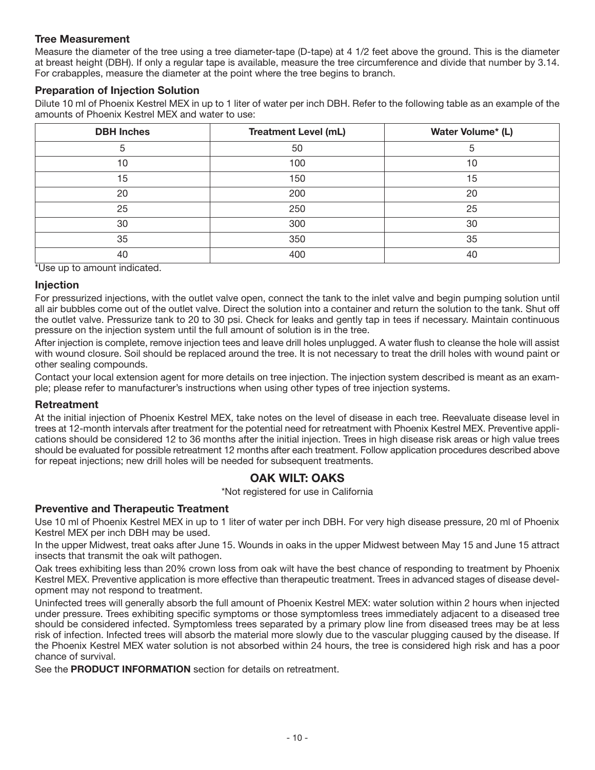### Tree Measurement

Measure the diameter of the tree using a tree diameter-tape (D-tape) at 4 1/2 feet above the ground. This is the diameter at breast height (DBH). If only a regular tape is available, measure the tree circumference and divide that number by 3.14. For crabapples, measure the diameter at the point where the tree begins to branch.

### Preparation of Injection Solution

Dilute 10 ml of Phoenix Kestrel MEX in up to 1 liter of water per inch DBH. Refer to the following table as an example of the amounts of Phoenix Kestrel MEX and water to use:

| DBH Inches | Treatment Level (mL) | Water Volume* (L) |
|---|---|---|
| 5 | 50 | 5 |
| 10 | 100 | 10 |
| 15 | 150 | 15 |
| 20 | 200 | 20 |
| 25 | 250 | 25 |
| 30 | 300 | 30 |
| 35 | 350 | 35 |
| 40 | 400 | 40 |

*Use up to amount indicated.

### Injection

For pressurized injections, with the outlet valve open, connect the tank to the inlet valve and begin pumping solution until all air bubbles come out of the outlet valve. Direct the solution into a container and return the solution to the tank. Shut off the outlet valve. Pressurize tank to 20 to 30 psi. Check for leaks and gently tap in tees if necessary. Maintain continuous pressure on the injection system until the full amount of solution is in the tree.

After injection is complete, remove injection tees and leave drill holes unplugged. A water flush to cleanse the hole will assist with wound closure. Soil should be replaced around the tree. It is not necessary to treat the drill holes with wound paint or other sealing compounds.

Contact your local extension agent for more details on tree injection. The injection system described is meant as an example; please refer to manufacturer's instructions when using other types of tree injection systems.

### Retreatment

At the initial injection of Phoenix Kestrel MEX, take notes on the level of disease in each tree. Reevaluate disease level in trees at 12-month intervals after treatment for the potential need for retreatment with Phoenix Kestrel MEX. Preventive applications should be considered 12 to 36 months after the initial injection. Trees in high disease risk areas or high value trees should be evaluated for possible retreatment 12 months after each treatment. Follow application procedures described above for repeat injections; new drill holes will be needed for subsequent treatments.

## OAK WILT: OAKS

*Not registered for use in California

### Preventive and Therapeutic Treatment

Use 10 ml of Phoenix Kestrel MEX in up to 1 liter of water per inch DBH. For very high disease pressure, 20 ml of Phoenix Kestrel MEX per inch DBH may be used.

In the upper Midwest, treat oaks after June 15. Wounds in oaks in the upper Midwest between May 15 and June 15 attract insects that transmit the oak wilt pathogen.

Oak trees exhibiting less than 20% crown loss from oak wilt have the best chance of responding to treatment by Phoenix Kestrel MEX. Preventive application is more effective than therapeutic treatment. Trees in advanced stages of disease development may not respond to treatment.

Uninfected trees will generally absorb the full amount of Phoenix Kestrel MEX: water solution within 2 hours when injected under pressure. Trees exhibiting specific symptoms or those symptomless trees immediately adjacent to a diseased tree should be considered infected. Symptomless trees separated by a primary plow line from diseased trees may be at less risk of infection. Infected trees will absorb the material more slowly due to the vascular plugging caused by the disease. If the Phoenix Kestrel MEX water solution is not absorbed within 24 hours, the tree is considered high risk and has a poor chance of survival.

See the **PRODUCT INFORMATION** section for details on retreatment.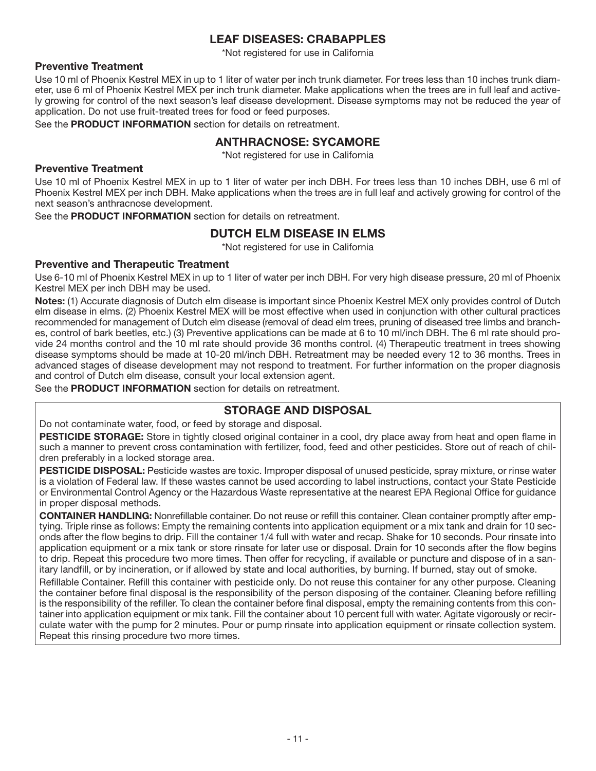## LEAF DISEASES: CRABAPPLES

*Not registered for use in California

### Preventive Treatment

Use 10 ml of Phoenix Kestrel MEX in up to 1 liter of water per inch trunk diameter. For trees less than 10 inches trunk diameter, use 6 ml of Phoenix Kestrel MEX per inch trunk diameter. Make applications when the trees are in full leaf and actively growing for control of the next season's leaf disease development. Disease symptoms may not be reduced the year of application. Do not use fruit-treated trees for food or feed purposes.

See the **PRODUCT INFORMATION** section for details on retreatment.

## ANTHRACNOSE: SYCAMORE

*Not registered for use in California

### Preventive Treatment

Use 10 ml of Phoenix Kestrel MEX in up to 1 liter of water per inch DBH. For trees less than 10 inches DBH, use 6 ml of Phoenix Kestrel MEX per inch DBH. Make applications when the trees are in full leaf and actively growing for control of the next season's anthracnose development.

See the **PRODUCT INFORMATION** section for details on retreatment.

## DUTCH ELM DISEASE IN ELMS

*Not registered for use in California

### Preventive and Therapeutic Treatment

Use 6-10 ml of Phoenix Kestrel MEX in up to 1 liter of water per inch DBH. For very high disease pressure, 20 ml of Phoenix Kestrel MEX per inch DBH may be used.

**Notes:** (1) Accurate diagnosis of Dutch elm disease is important since Phoenix Kestrel MEX only provides control of Dutch elm disease in elms. (2) Phoenix Kestrel MEX will be most effective when used in conjunction with other cultural practices recommended for management of Dutch elm disease (removal of dead elm trees, pruning of diseased tree limbs and branches, control of bark beetles, etc.) (3) Preventive applications can be made at 6 to 10 ml/inch DBH. The 6 ml rate should provide 24 months control and the 10 ml rate should provide 36 months control. (4) Therapeutic treatment in trees showing disease symptoms should be made at 10-20 ml/inch DBH. Retreatment may be needed every 12 to 36 months. Trees in advanced stages of disease development may not respond to treatment. For further information on the proper diagnosis and control of Dutch elm disease, consult your local extension agent.

See the **PRODUCT INFORMATION** section for details on retreatment.

## STORAGE AND DISPOSAL

Do not contaminate water, food, or feed by storage and disposal.

**PESTICIDE STORAGE:** Store in tightly closed original container in a cool, dry place away from heat and open flame in such a manner to prevent cross contamination with fertilizer, food, feed and other pesticides. Store out of reach of children preferably in a locked storage area.

**PESTICIDE DISPOSAL:** Pesticide wastes are toxic. Improper disposal of unused pesticide, spray mixture, or rinse water is a violation of Federal law. If these wastes cannot be used according to label instructions, contact your State Pesticide or Environmental Control Agency or the Hazardous Waste representative at the nearest EPA Regional Office for guidance in proper disposal methods.

**CONTAINER HANDLING:** Nonrefillable container. Do not reuse or refill this container. Clean container promptly after emptying. Triple rinse as follows: Empty the remaining contents into application equipment or a mix tank and drain for 10 seconds after the flow begins to drip. Fill the container 1/4 full with water and recap. Shake for 10 seconds. Pour rinsate into application equipment or a mix tank or store rinsate for later use or disposal. Drain for 10 seconds after the flow begins to drip. Repeat this procedure two more times. Then offer for recycling, if available or puncture and dispose of in a sanitary landfill, or by incineration, or if allowed by state and local authorities, by burning. If burned, stay out of smoke.

Refillable Container. Refill this container with pesticide only. Do not reuse this container for any other purpose. Cleaning the container before final disposal is the responsibility of the person disposing of the container. Cleaning before refilling is the responsibility of the refiller. To clean the container before final disposal, empty the remaining contents from this container into application equipment or mix tank. Fill the container about 10 percent full with water. Agitate vigorously or recirculate water with the pump for 2 minutes. Pour or pump rinsate into application equipment or rinsate collection system. Repeat this rinsing procedure two more times.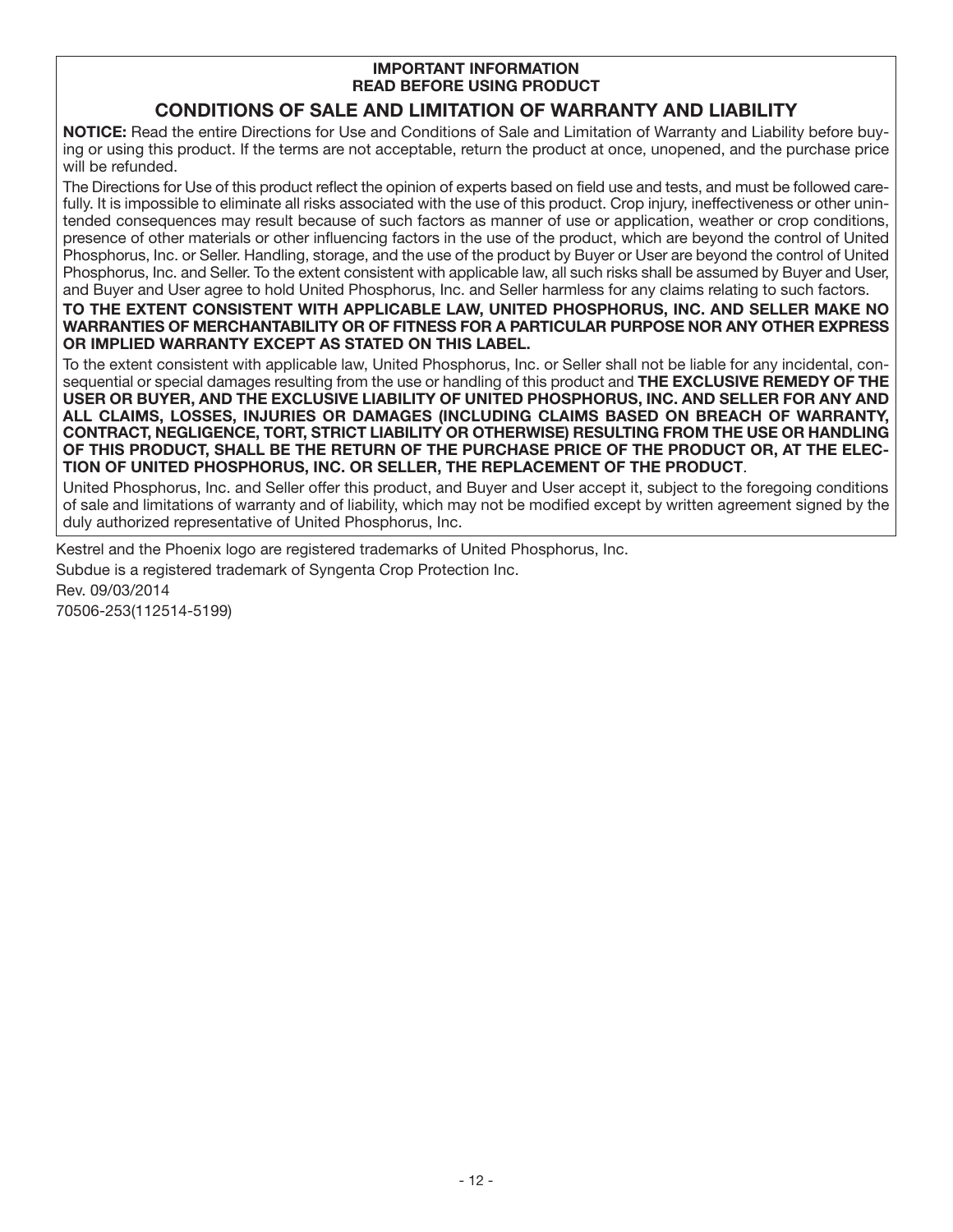**IMPORTANT INFORMATION**
**READ BEFORE USING PRODUCT**

## CONDITIONS OF SALE AND LIMITATION OF WARRANTY AND LIABILITY

**NOTICE:** Read the entire Directions for Use and Conditions of Sale and Limitation of Warranty and Liability before buying or using this product. If the terms are not acceptable, return the product at once, unopened, and the purchase price will be refunded.

The Directions for Use of this product reflect the opinion of experts based on field use and tests, and must be followed carefully. It is impossible to eliminate all risks associated with the use of this product. Crop injury, ineffectiveness or other unintended consequences may result because of such factors as manner of use or application, weather or crop conditions, presence of other materials or other influencing factors in the use of the product, which are beyond the control of United Phosphorus, Inc. or Seller. Handling, storage, and the use of the product by Buyer or User are beyond the control of United Phosphorus, Inc. and Seller. To the extent consistent with applicable law, all such risks shall be assumed by Buyer and User, and Buyer and User agree to hold United Phosphorus, Inc. and Seller harmless for any claims relating to such factors.

**TO THE EXTENT CONSISTENT WITH APPLICABLE LAW, UNITED PHOSPHORUS, INC. AND SELLER MAKE NO WARRANTIES OF MERCHANTABILITY OR OF FITNESS FOR A PARTICULAR PURPOSE NOR ANY OTHER EXPRESS OR IMPLIED WARRANTY EXCEPT AS STATED ON THIS LABEL.**

To the extent consistent with applicable law, United Phosphorus, Inc. or Seller shall not be liable for any incidental, consequential or special damages resulting from the use or handling of this product and **THE EXCLUSIVE REMEDY OF THE USER OR BUYER, AND THE EXCLUSIVE LIABILITY OF UNITED PHOSPHORUS, INC. AND SELLER FOR ANY AND ALL CLAIMS, LOSSES, INJURIES OR DAMAGES (INCLUDING CLAIMS BASED ON BREACH OF WARRANTY, CONTRACT, NEGLIGENCE, TORT, STRICT LIABILITY OR OTHERWISE) RESULTING FROM THE USE OR HANDLING OF THIS PRODUCT, SHALL BE THE RETURN OF THE PURCHASE PRICE OF THE PRODUCT OR, AT THE ELECTION OF UNITED PHOSPHORUS, INC. OR SELLER, THE REPLACEMENT OF THE PRODUCT**.

United Phosphorus, Inc. and Seller offer this product, and Buyer and User accept it, subject to the foregoing conditions of sale and limitations of warranty and of liability, which may not be modified except by written agreement signed by the duly authorized representative of United Phosphorus, Inc.

Kestrel and the Phoenix logo are registered trademarks of United Phosphorus, Inc.

Subdue is a registered trademark of Syngenta Crop Protection Inc.

Rev. 09/03/2014

70506-253(112514-5199)